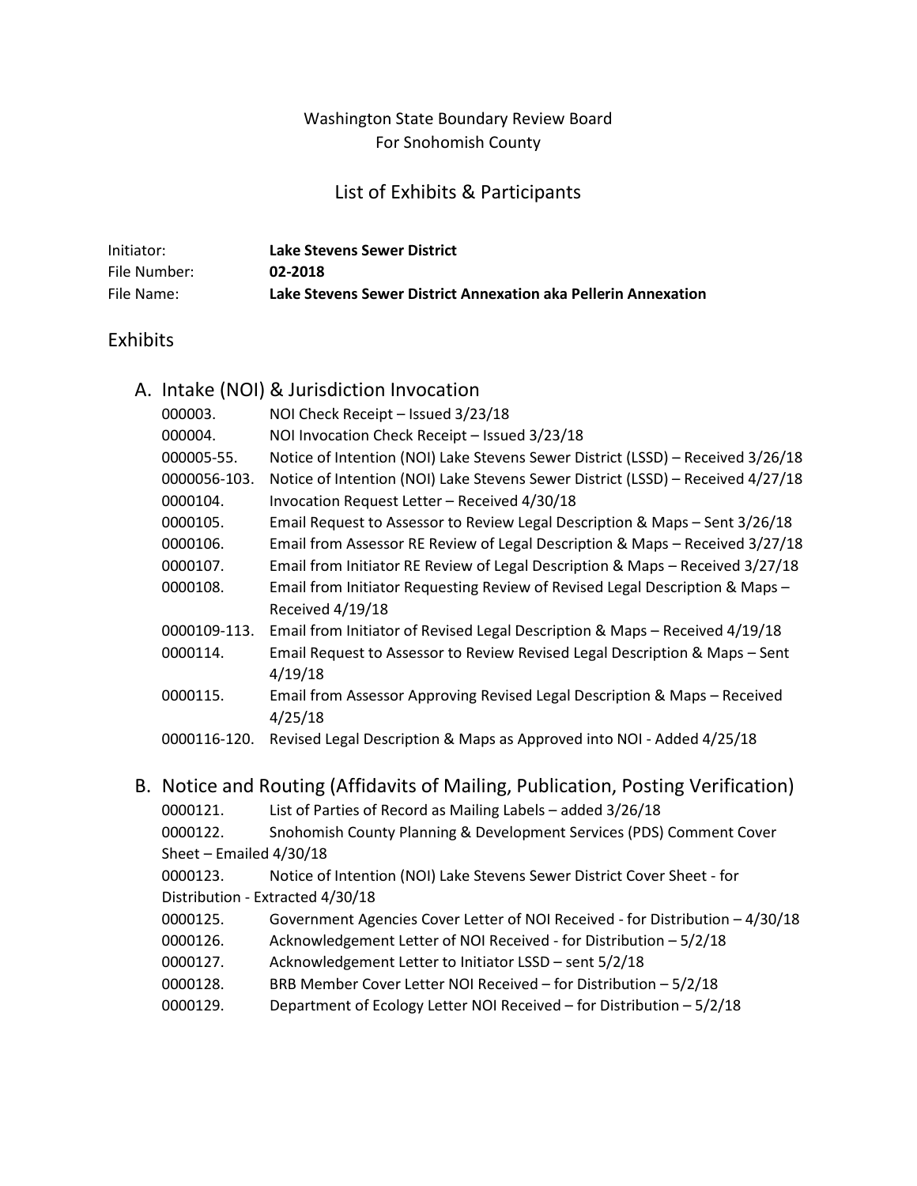Washington State Boundary Review Board
For Snohomish County

# List of Exhibits & Participants

Initiator: **Lake Stevens Sewer District**
File Number: **02-2018**
File Name: **Lake Stevens Sewer District Annexation aka Pellerin Annexation**

## Exhibits

### A. Intake (NOI) & Jurisdiction Invocation

000003. NOI Check Receipt – Issued 3/23/18
000004. NOI Invocation Check Receipt – Issued 3/23/18
000005-55. Notice of Intention (NOI) Lake Stevens Sewer District (LSSD) – Received 3/26/18
0000056-103. Notice of Intention (NOI) Lake Stevens Sewer District (LSSD) – Received 4/27/18
0000104. Invocation Request Letter – Received 4/30/18
0000105. Email Request to Assessor to Review Legal Description & Maps – Sent 3/26/18
0000106. Email from Assessor RE Review of Legal Description & Maps – Received 3/27/18
0000107. Email from Initiator RE Review of Legal Description & Maps – Received 3/27/18
0000108. Email from Initiator Requesting Review of Revised Legal Description & Maps – Received 4/19/18
0000109-113. Email from Initiator of Revised Legal Description & Maps – Received 4/19/18
0000114. Email Request to Assessor to Review Revised Legal Description & Maps – Sent 4/19/18
0000115. Email from Assessor Approving Revised Legal Description & Maps – Received 4/25/18
0000116-120. Revised Legal Description & Maps as Approved into NOI - Added 4/25/18

### B. Notice and Routing (Affidavits of Mailing, Publication, Posting Verification)

0000121. List of Parties of Record as Mailing Labels – added 3/26/18
0000122. Snohomish County Planning & Development Services (PDS) Comment Cover Sheet – Emailed 4/30/18
0000123. Notice of Intention (NOI) Lake Stevens Sewer District Cover Sheet - for Distribution - Extracted 4/30/18
0000125. Government Agencies Cover Letter of NOI Received - for Distribution – 4/30/18
0000126. Acknowledgement Letter of NOI Received - for Distribution – 5/2/18
0000127. Acknowledgement Letter to Initiator LSSD – sent 5/2/18
0000128. BRB Member Cover Letter NOI Received – for Distribution – 5/2/18
0000129. Department of Ecology Letter NOI Received – for Distribution – 5/2/18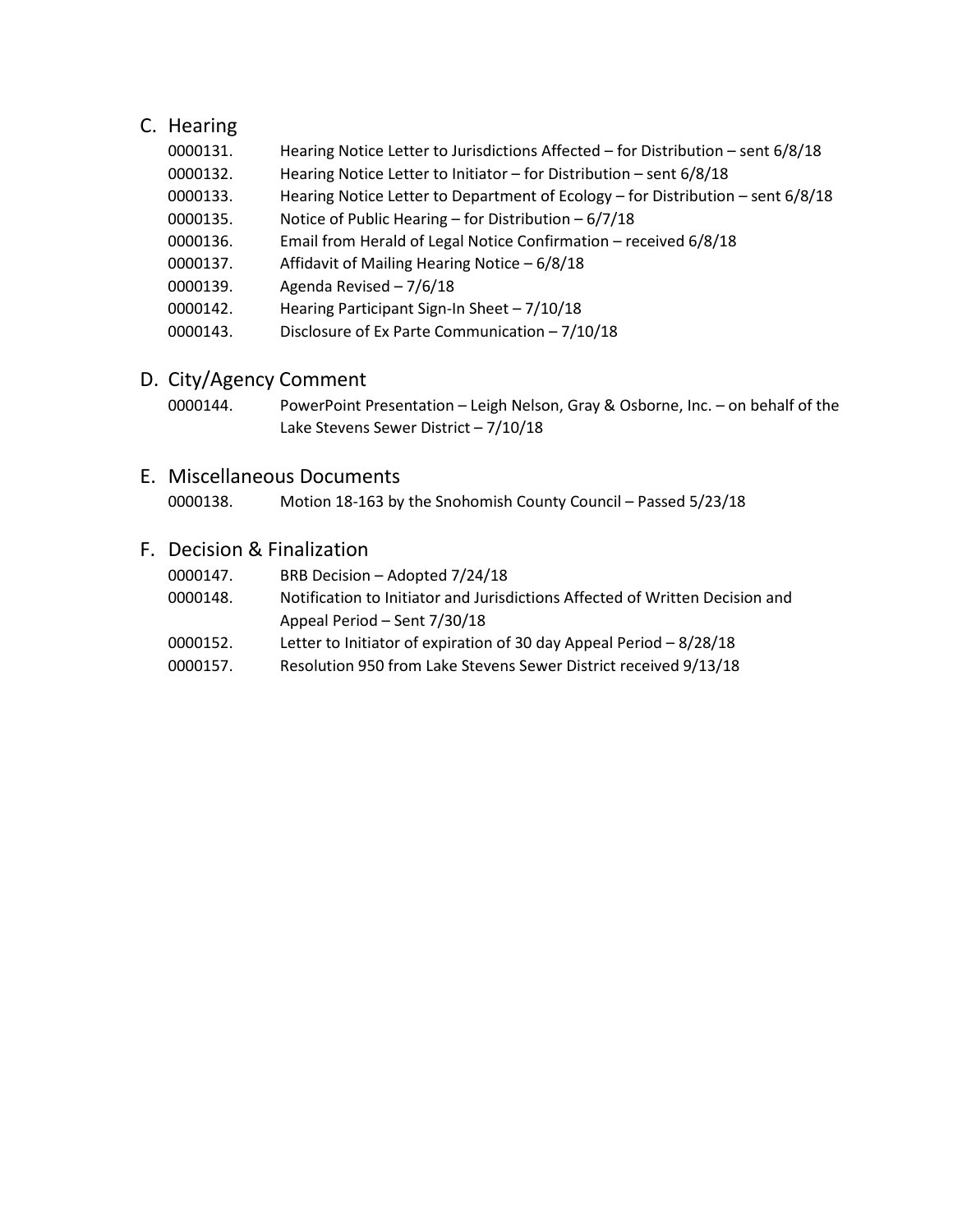## C. Hearing

| | |
|---|---|
| 0000131. | Hearing Notice Letter to Jurisdictions Affected – for Distribution – sent 6/8/18 |
| 0000132. | Hearing Notice Letter to Initiator – for Distribution – sent 6/8/18 |
| 0000133. | Hearing Notice Letter to Department of Ecology – for Distribution – sent 6/8/18 |
| 0000135. | Notice of Public Hearing – for Distribution – 6/7/18 |
| 0000136. | Email from Herald of Legal Notice Confirmation – received 6/8/18 |
| 0000137. | Affidavit of Mailing Hearing Notice – 6/8/18 |
| 0000139. | Agenda Revised – 7/6/18 |
| 0000142. | Hearing Participant Sign-In Sheet – 7/10/18 |
| 0000143. | Disclosure of Ex Parte Communication – 7/10/18 |

## D. City/Agency Comment

| | |
|---|---|
| 0000144. | PowerPoint Presentation – Leigh Nelson, Gray & Osborne, Inc. – on behalf of the Lake Stevens Sewer District – 7/10/18 |

## E. Miscellaneous Documents

| | |
|---|---|
| 0000138. | Motion 18-163 by the Snohomish County Council – Passed 5/23/18 |

## F. Decision & Finalization

| | |
|---|---|
| 0000147. | BRB Decision – Adopted 7/24/18 |
| 0000148. | Notification to Initiator and Jurisdictions Affected of Written Decision and Appeal Period – Sent 7/30/18 |
| 0000152. | Letter to Initiator of expiration of 30 day Appeal Period – 8/28/18 |
| 0000157. | Resolution 950 from Lake Stevens Sewer District received 9/13/18 |